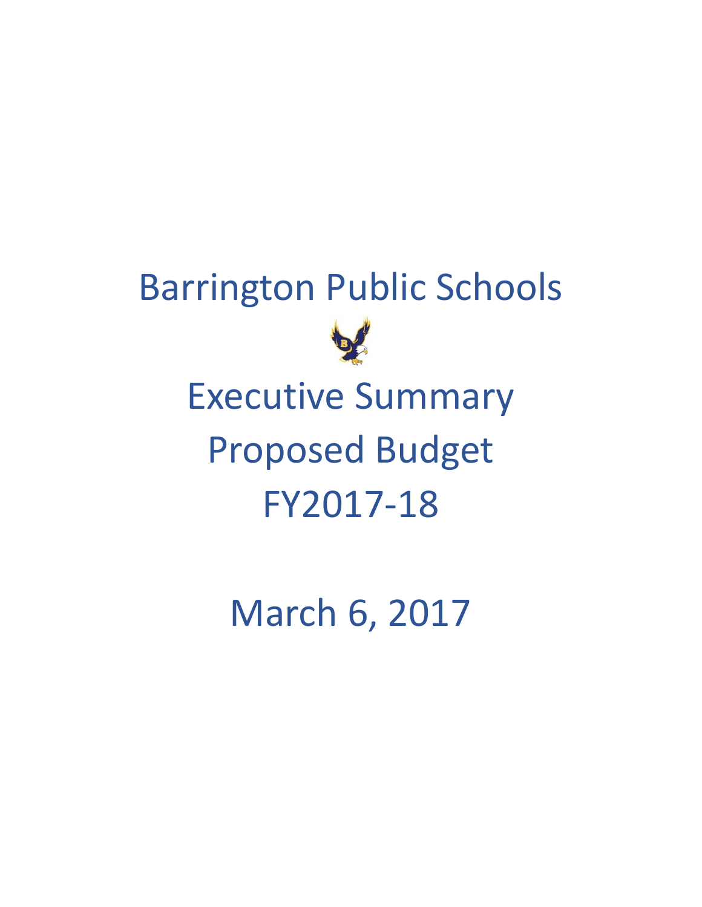# Barrington Public Schools

# Executive Summary
# Proposed Budget
# FY2017-18

## March 6, 2017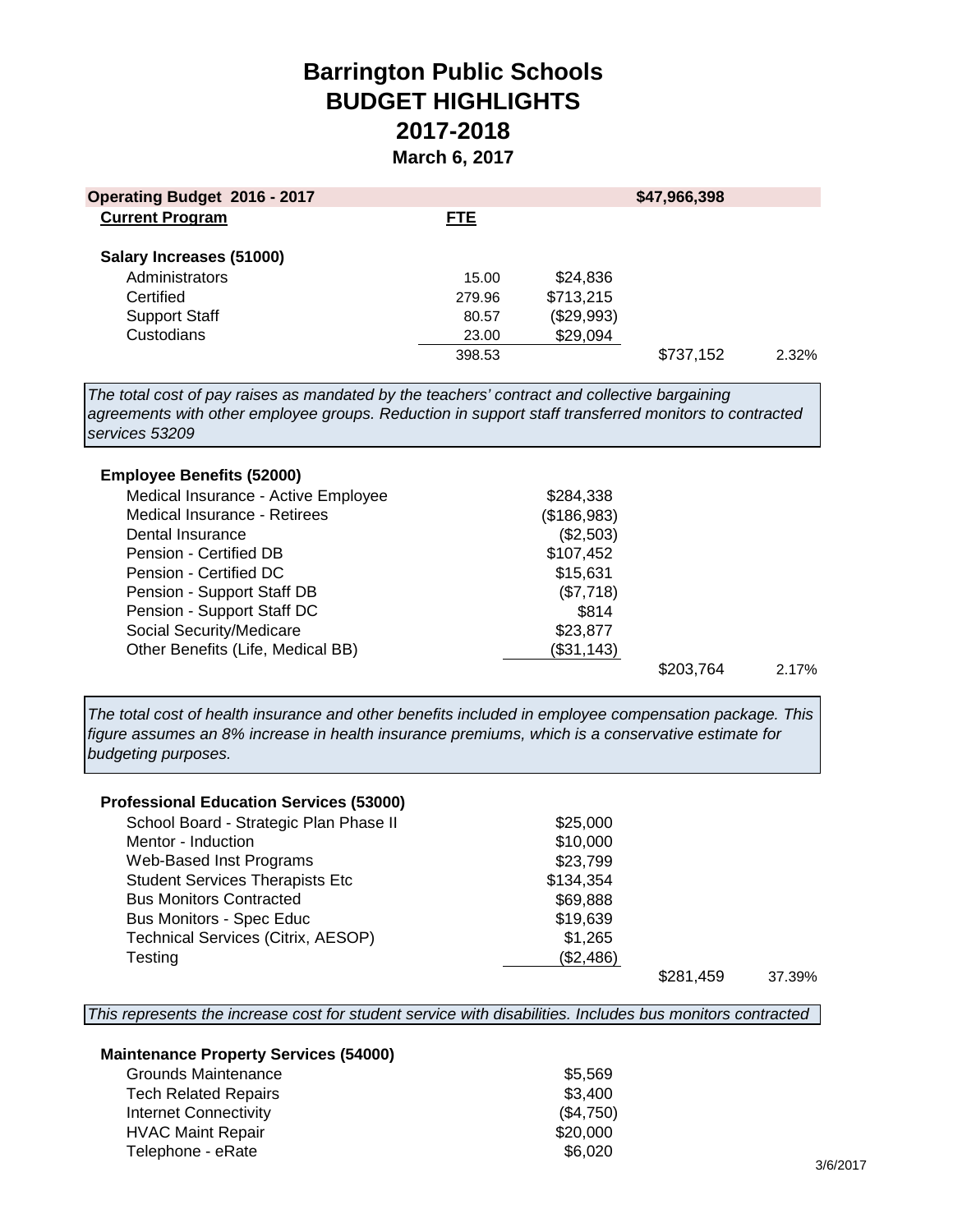# Barrington Public Schools
# BUDGET HIGHLIGHTS
# 2017-2018
### March 6, 2017

| Operating Budget 2016 - 2017 | | | $47,966,398 | |
|---|---|---|---|---|
| **Current Program** | **FTE** | | | |
| **Salary Increases (51000)** | | | | |
| Administrators | 15.00 | $24,836 | | |
| Certified | 279.96 | $713,215 | | |
| Support Staff | 80.57 | ($29,993) | | |
| Custodians | 23.00 | $29,094 | | |
| | 398.53 | | $737,152 | 2.32% |

*The total cost of pay raises as mandated by the teachers' contract and collective bargaining agreements with other employee groups. Reduction in support staff transferred monitors to contracted services 53209*

| **Employee Benefits (52000)** | | | |
|---|---|---|---|
| Medical Insurance - Active Employee | $284,338 | | |
| Medical Insurance - Retirees | ($186,983) | | |
| Dental Insurance | ($2,503) | | |
| Pension - Certified DB | $107,452 | | |
| Pension - Certified DC | $15,631 | | |
| Pension - Support Staff DB | ($7,718) | | |
| Pension - Support Staff DC | $814 | | |
| Social Security/Medicare | $23,877 | | |
| Other Benefits (Life, Medical BB) | ($31,143) | | |
| | | $203,764 | 2.17% |

*The total cost of health insurance and other benefits included in employee compensation package. This figure assumes an 8% increase in health insurance premiums, which is a conservative estimate for budgeting purposes.*

| **Professional Education Services (53000)** | | | |
|---|---|---|---|
| School Board - Strategic Plan Phase II | $25,000 | | |
| Mentor - Induction | $10,000 | | |
| Web-Based Inst Programs | $23,799 | | |
| Student Services Therapists Etc | $134,354 | | |
| Bus Monitors Contracted | $69,888 | | |
| Bus Monitors - Spec Educ | $19,639 | | |
| Technical Services (Citrix, AESOP) | $1,265 | | |
| Testing | ($2,486) | | |
| | | $281,459 | 37.39% |

*This represents the increase cost for student service with disabilities. Includes bus monitors contracted*

| **Maintenance Property Services (54000)** | |
|---|---|
| Grounds Maintenance | $5,569 |
| Tech Related Repairs | $3,400 |
| Internet Connectivity | ($4,750) |
| HVAC Maint Repair | $20,000 |
| Telephone - eRate | $6,020 |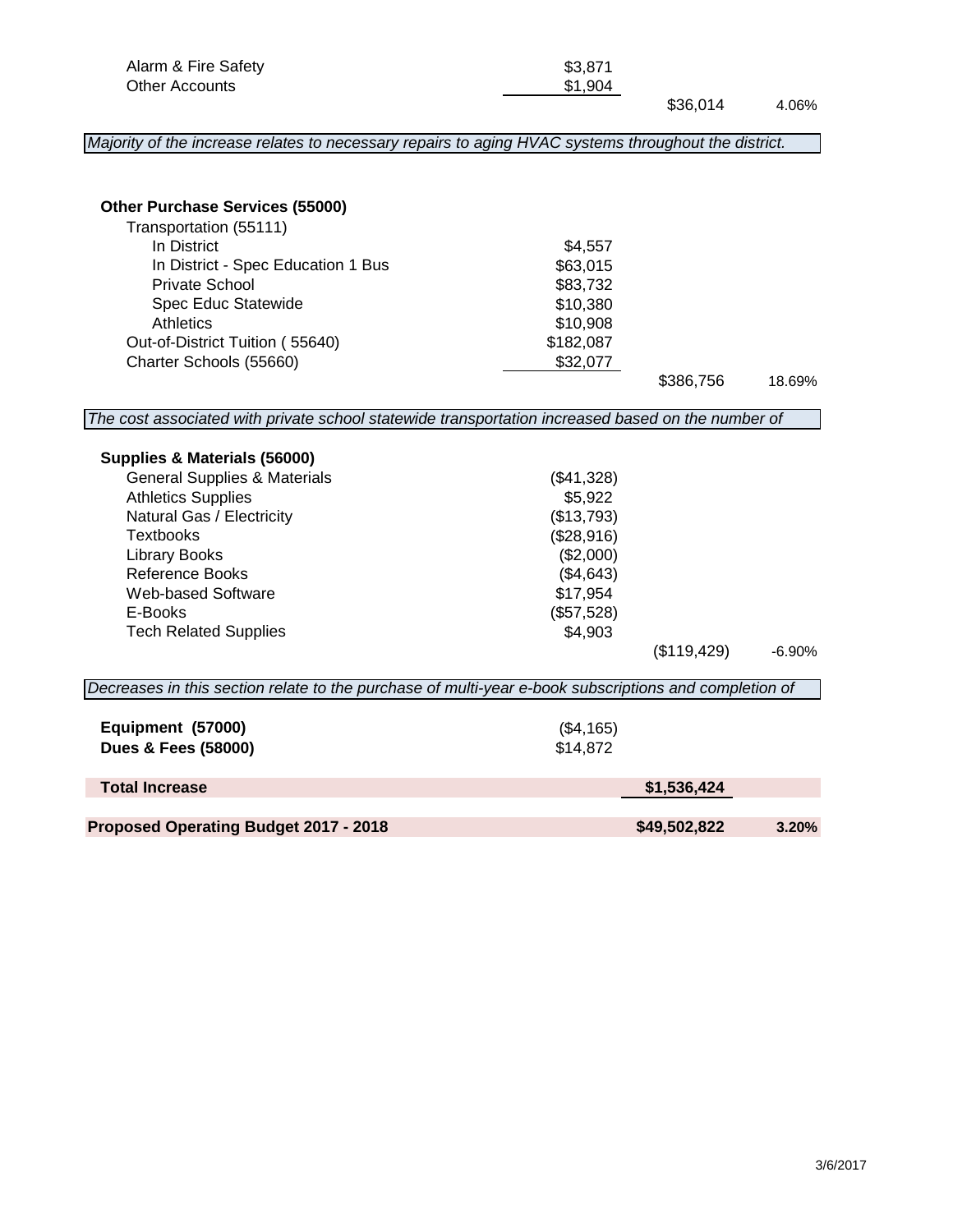| | | | |
|---|---|---|---|
| Alarm & Fire Safety | $3,871 | | |
| Other Accounts | $1,904 | | |
| | | $36,014 | 4.06% |

*Majority of the increase relates to necessary repairs to aging HVAC systems throughout the district.*

| | | | |
|---|---|---|---|
| **Other Purchase Services (55000)** | | | |
| Transportation (55111) | | | |
| In District | $4,557 | | |
| In District - Spec Education 1 Bus | $63,015 | | |
| Private School | $83,732 | | |
| Spec Educ Statewide | $10,380 | | |
| Athletics | $10,908 | | |
| Out-of-District Tuition ( 55640) | $182,087 | | |
| Charter Schools (55660) | $32,077 | | |
| | | $386,756 | 18.69% |

*The cost associated with private school statewide transportation increased based on the number of*

| | | | |
|---|---|---|---|
| **Supplies & Materials (56000)** | | | |
| General Supplies & Materials | ($41,328) | | |
| Athletics Supplies | $5,922 | | |
| Natural Gas / Electricity | ($13,793) | | |
| Textbooks | ($28,916) | | |
| Library Books | ($2,000) | | |
| Reference Books | ($4,643) | | |
| Web-based Software | $17,954 | | |
| E-Books | ($57,528) | | |
| Tech Related Supplies | $4,903 | | |
| | | ($119,429) | -6.90% |

*Decreases in this section relate to the purchase of multi-year e-book subscriptions and completion of*

| | | | |
|---|---|---|---|
| **Equipment (57000)** | ($4,165) | | |
| **Dues & Fees (58000)** | $14,872 | | |
| **Total Increase** | | **$1,536,424** | |
| **Proposed Operating Budget 2017 - 2018** | | **$49,502,822** | **3.20%** |

3/6/2017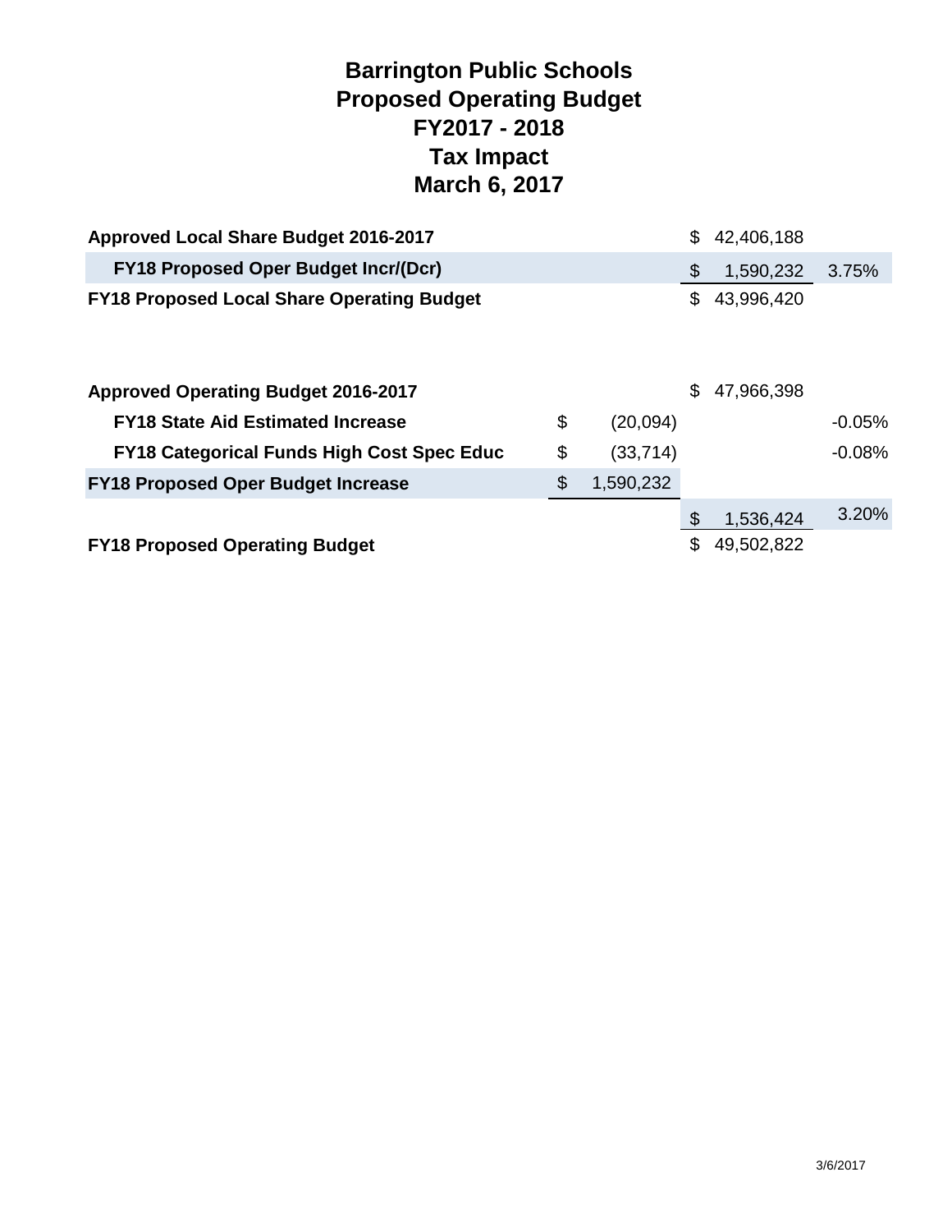# Barrington Public Schools
# Proposed Operating Budget
# FY2017 - 2018
# Tax Impact
# March 6, 2017

| | | | |
|---|---|---|---|
| **Approved Local Share Budget 2016-2017** | | $ 42,406,188 | |
| **FY18 Proposed Oper Budget Incr/(Dcr)** | | $ 1,590,232 | 3.75% |
| **FY18 Proposed Local Share Operating Budget** | | $ 43,996,420 | |
| | | | |
| **Approved Operating Budget 2016-2017** | | $ 47,966,398 | |
| **FY18 State Aid Estimated Increase** | $ (20,094) | | -0.05% |
| **FY18 Categorical Funds High Cost Spec Educ** | $ (33,714) | | -0.08% |
| **FY18 Proposed Oper Budget Increase** | $ 1,590,232 | | |
| | | $ 1,536,424 | 3.20% |
| **FY18 Proposed Operating Budget** | | $ 49,502,822 | |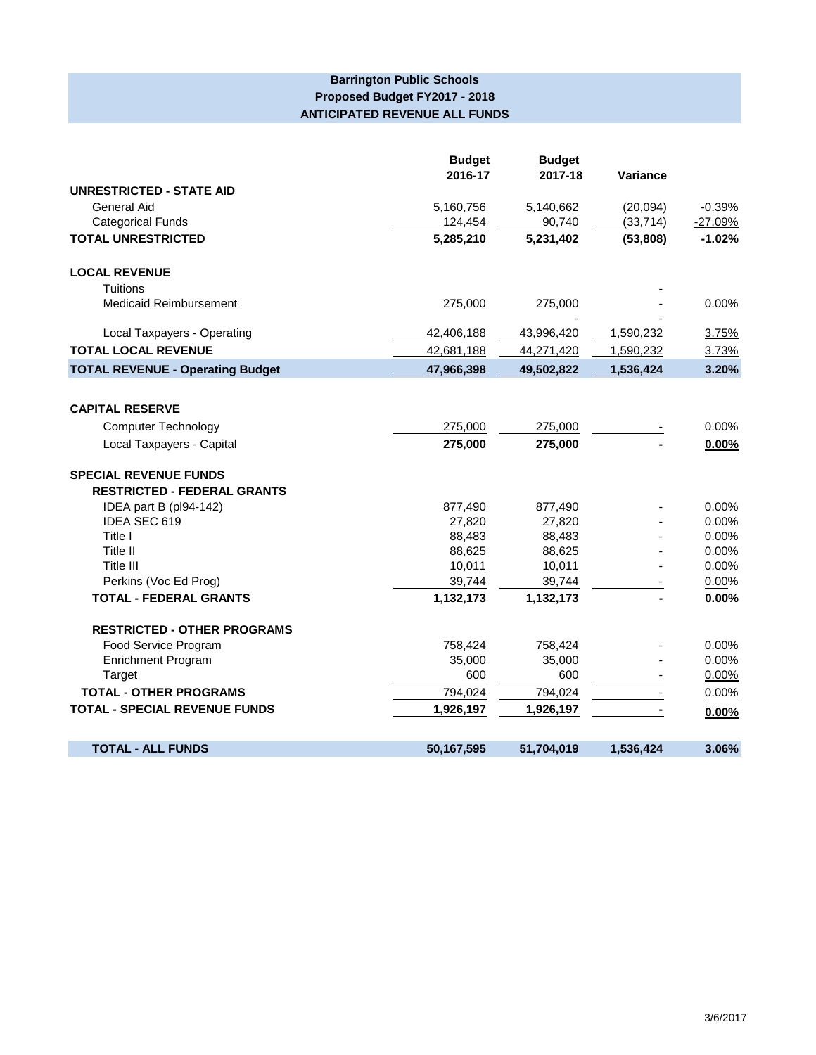## Barrington Public Schools
## Proposed Budget FY2017 - 2018
## ANTICIPATED REVENUE ALL FUNDS

| | Budget 2016-17 | Budget 2017-18 | Variance | |
|---|---|---|---|---|
| **UNRESTRICTED - STATE AID** | | | | |
| General Aid | 5,160,756 | 5,140,662 | (20,094) | -0.39% |
| Categorical Funds | 124,454 | 90,740 | (33,714) | -27.09% |
| **TOTAL UNRESTRICTED** | **5,285,210** | **5,231,402** | **(53,808)** | **-1.02%** |
| | | | | |
| **LOCAL REVENUE** | | | | |
| Tuitions | | | - | |
| Medicaid Reimbursement | 275,000 | 275,000 | - | 0.00% |
| | | - | - | |
| Local Taxpayers - Operating | 42,406,188 | 43,996,420 | 1,590,232 | 3.75% |
| **TOTAL LOCAL REVENUE** | 42,681,188 | 44,271,420 | 1,590,232 | 3.73% |
| **TOTAL REVENUE - Operating Budget** | **47,966,398** | **49,502,822** | **1,536,424** | **3.20%** |
| | | | | |
| **CAPITAL RESERVE** | | | | |
| Computer Technology | 275,000 | 275,000 | - | 0.00% |
| Local Taxpayers - Capital | **275,000** | **275,000** | **-** | **0.00%** |
| | | | | |
| **SPECIAL REVENUE FUNDS** | | | | |
| **RESTRICTED - FEDERAL GRANTS** | | | | |
| IDEA part B (pl94-142) | 877,490 | 877,490 | - | 0.00% |
| IDEA SEC 619 | 27,820 | 27,820 | - | 0.00% |
| Title I | 88,483 | 88,483 | - | 0.00% |
| Title II | 88,625 | 88,625 | - | 0.00% |
| Title III | 10,011 | 10,011 | - | 0.00% |
| Perkins (Voc Ed Prog) | 39,744 | 39,744 | - | 0.00% |
| **TOTAL - FEDERAL GRANTS** | **1,132,173** | **1,132,173** | **-** | **0.00%** |
| | | | | |
| **RESTRICTED - OTHER PROGRAMS** | | | | |
| Food Service Program | 758,424 | 758,424 | - | 0.00% |
| Enrichment Program | 35,000 | 35,000 | - | 0.00% |
| Target | 600 | 600 | - | 0.00% |
| **TOTAL - OTHER PROGRAMS** | 794,024 | 794,024 | - | 0.00% |
| **TOTAL - SPECIAL REVENUE FUNDS** | **1,926,197** | **1,926,197** | **-** | **0.00%** |
| | | | | |
| **TOTAL - ALL FUNDS** | **50,167,595** | **51,704,019** | **1,536,424** | **3.06%** |

3/6/2017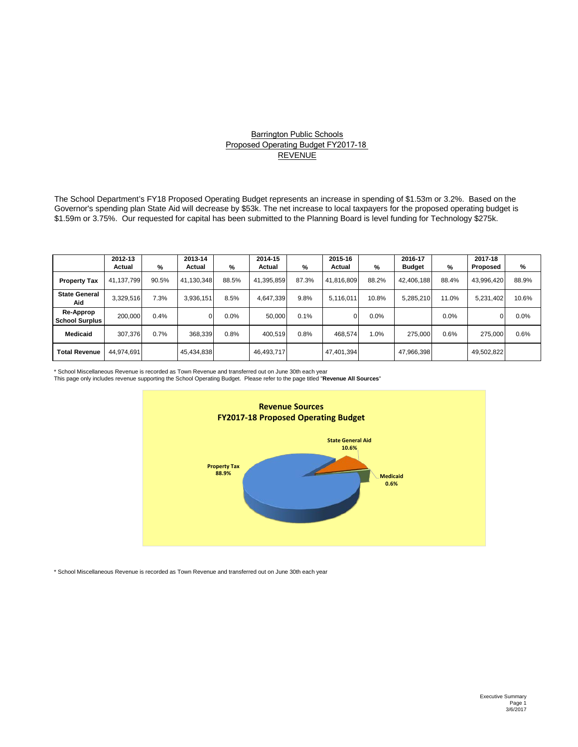# Barrington Public Schools
## Proposed Operating Budget FY2017-18
## REVENUE

The School Department's FY18 Proposed Operating Budget represents an increase in spending of $1.53m or 3.2%. Based on the Governor's spending plan State Aid will decrease by $53k. The net increase to local taxpayers for the proposed operating budget is $1.59m or 3.75%. Our requested for capital has been submitted to the Planning Board is level funding for Technology $275k.

| | 2012-13 Actual | % | 2013-14 Actual | % | 2014-15 Actual | % | 2015-16 Actual | % | 2016-17 Budget | % | 2017-18 Proposed | % |
|---|---|---|---|---|---|---|---|---|---|---|---|---|
| **Property Tax** | 41,137,799 | 90.5% | 41,130,348 | 88.5% | 41,395,859 | 87.3% | 41,816,809 | 88.2% | 42,406,188 | 88.4% | 43,996,420 | 88.9% |
| **State General Aid** | 3,329,516 | 7.3% | 3,936,151 | 8.5% | 4,647,339 | 9.8% | 5,116,011 | 10.8% | 5,285,210 | 11.0% | 5,231,402 | 10.6% |
| **Re-Approp School Surplus** | 200,000 | 0.4% | 0 | 0.0% | 50,000 | 0.1% | 0 | 0.0% | | 0.0% | 0 | 0.0% |
| **Medicaid** | 307,376 | 0.7% | 368,339 | 0.8% | 400,519 | 0.8% | 468,574 | 1.0% | 275,000 | 0.6% | 275,000 | 0.6% |
| **Total Revenue** | 44,974,691 | | 45,434,838 | | 46,493,717 | | 47,401,394 | | 47,966,398 | | 49,502,822 | |

\* School Miscellaneous Revenue is recorded as Town Revenue and transferred out on June 30th each year

This page only includes revenue supporting the School Operating Budget. Please refer to the page titled "**Revenue All Sources**"

**Revenue Sources**
**FY2017-18 Proposed Operating Budget**

Property Tax 88.9%
State General Aid 10.6%
Medicaid 0.6%

\* School Miscellaneous Revenue is recorded as Town Revenue and transferred out on June 30th each year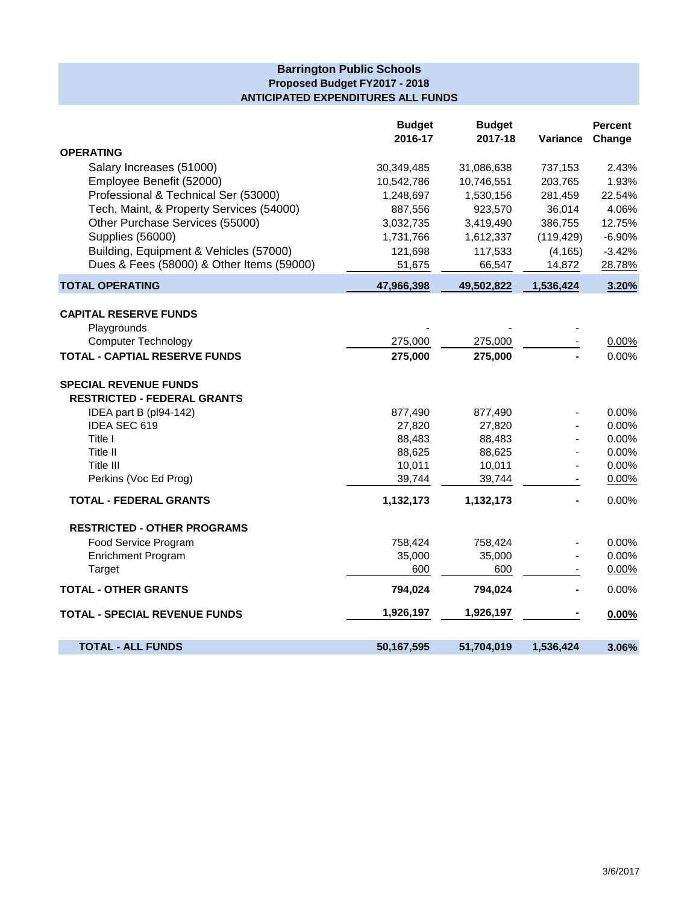## Barrington Public Schools
### Proposed Budget FY2017 - 2018
### ANTICIPATED EXPENDITURES ALL FUNDS

| | Budget 2016-17 | Budget 2017-18 | Variance | Percent Change |
|---|---|---|---|---|
| **OPERATING** | | | | |
| Salary Increases (51000) | 30,349,485 | 31,086,638 | 737,153 | 2.43% |
| Employee Benefit (52000) | 10,542,786 | 10,746,551 | 203,765 | 1.93% |
| Professional & Technical Ser (53000) | 1,248,697 | 1,530,156 | 281,459 | 22.54% |
| Tech, Maint, & Property Services (54000) | 887,556 | 923,570 | 36,014 | 4.06% |
| Other Purchase Services (55000) | 3,032,735 | 3,419,490 | 386,755 | 12.75% |
| Supplies (56000) | 1,731,766 | 1,612,337 | (119,429) | -6.90% |
| Building, Equipment & Vehicles (57000) | 121,698 | 117,533 | (4,165) | -3.42% |
| Dues & Fees (58000) & Other Items (59000) | 51,675 | 66,547 | 14,872 | 28.78% |
| **TOTAL OPERATING** | **47,966,398** | **49,502,822** | **1,536,424** | **3.20%** |
| | | | | |
| **CAPITAL RESERVE FUNDS** | | | | |
| Playgrounds | - | - | - | |
| Computer Technology | 275,000 | 275,000 | - | 0.00% |
| **TOTAL - CAPTIAL RESERVE FUNDS** | **275,000** | **275,000** | **-** | 0.00% |
| | | | | |
| **SPECIAL REVENUE FUNDS** | | | | |
| **RESTRICTED - FEDERAL GRANTS** | | | | |
| IDEA part B (pl94-142) | 877,490 | 877,490 | - | 0.00% |
| IDEA SEC 619 | 27,820 | 27,820 | - | 0.00% |
| Title I | 88,483 | 88,483 | - | 0.00% |
| Title II | 88,625 | 88,625 | - | 0.00% |
| Title III | 10,011 | 10,011 | - | 0.00% |
| Perkins (Voc Ed Prog) | 39,744 | 39,744 | - | 0.00% |
| **TOTAL - FEDERAL GRANTS** | **1,132,173** | **1,132,173** | **-** | 0.00% |
| | | | | |
| **RESTRICTED - OTHER PROGRAMS** | | | | |
| Food Service Program | 758,424 | 758,424 | - | 0.00% |
| Enrichment Program | 35,000 | 35,000 | - | 0.00% |
| Target | 600 | 600 | - | 0.00% |
| **TOTAL - OTHER GRANTS** | **794,024** | **794,024** | **-** | 0.00% |
| | | | | |
| **TOTAL - SPECIAL REVENUE FUNDS** | **1,926,197** | **1,926,197** | **-** | **0.00%** |
| | | | | |
| **TOTAL - ALL FUNDS** | **50,167,595** | **51,704,019** | **1,536,424** | **3.06%** |

3/6/2017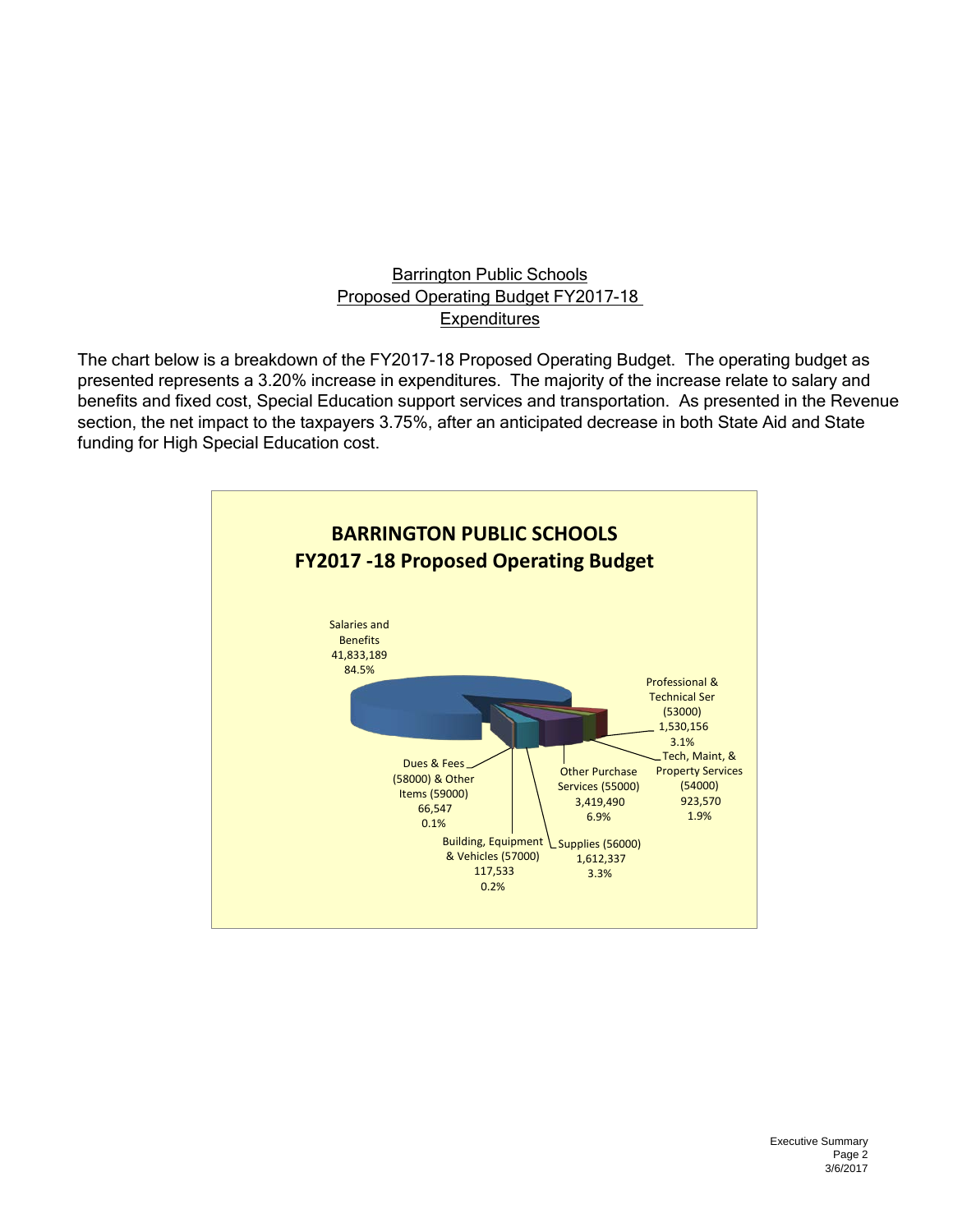## Barrington Public Schools
## Proposed Operating Budget FY2017-18
## Expenditures

The chart below is a breakdown of the FY2017-18 Proposed Operating Budget. The operating budget as presented represents a 3.20% increase in expenditures. The majority of the increase relate to salary and benefits and fixed cost, Special Education support services and transportation. As presented in the Revenue section, the net impact to the taxpayers 3.75%, after an anticipated decrease in both State Aid and State funding for High Special Education cost.

**BARRINGTON PUBLIC SCHOOLS**
**FY2017 -18 Proposed Operating Budget**

| Category | Amount | Percent |
|---|---|---|
| Salaries and Benefits | 41,833,189 | 84.5% |
| Professional & Technical Ser (53000) | 1,530,156 | 3.1% |
| Tech, Maint, & Property Services (54000) | 923,570 | 1.9% |
| Other Purchase Services (55000) | 3,419,490 | 6.9% |
| Supplies (56000) | 1,612,337 | 3.3% |
| Building, Equipment & Vehicles (57000) | 117,533 | 0.2% |
| Dues & Fees (58000) & Other Items (59000) | 66,547 | 0.1% |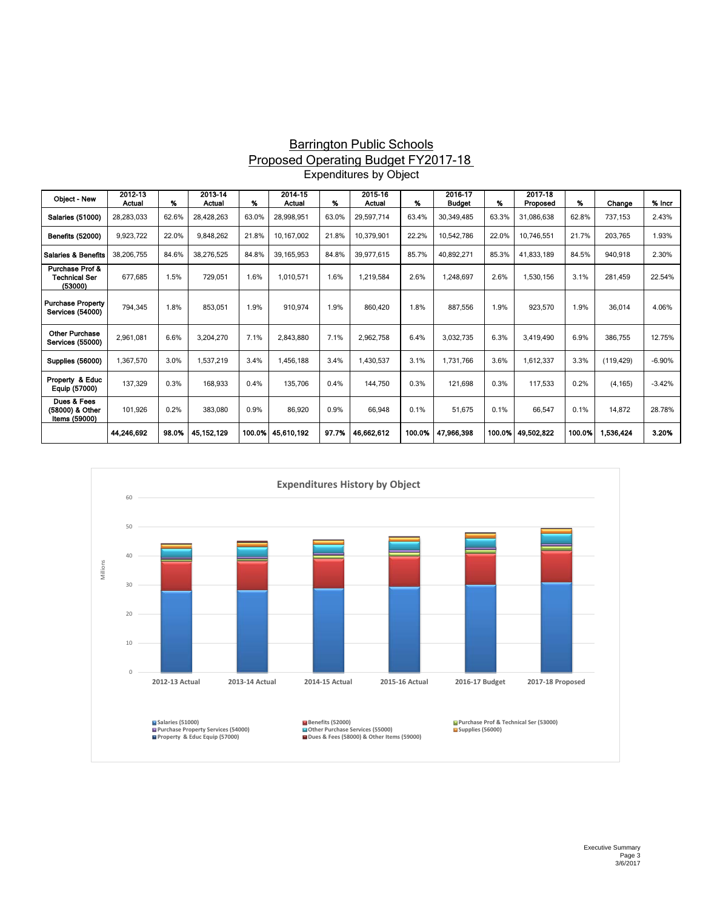# Barrington Public Schools

## Proposed Operating Budget FY2017-18

### Expenditures by Object

| Object - New | 2012-13 Actual | % | 2013-14 Actual | % | 2014-15 Actual | % | 2015-16 Actual | % | 2016-17 Budget | % | 2017-18 Proposed | % | Change | % Incr |
|---|---|---|---|---|---|---|---|---|---|---|---|---|---|---|
| Salaries (51000) | 28,283,033 | 62.6% | 28,428,263 | 63.0% | 28,998,951 | 63.0% | 29,597,714 | 63.4% | 30,349,485 | 63.3% | 31,086,638 | 62.8% | 737,153 | 2.43% |
| Benefits (52000) | 9,923,722 | 22.0% | 9,848,262 | 21.8% | 10,167,002 | 21.8% | 10,379,901 | 22.2% | 10,542,786 | 22.0% | 10,746,551 | 21.7% | 203,765 | 1.93% |
| Salaries & Benefits | 38,206,755 | 84.6% | 38,276,525 | 84.8% | 39,165,953 | 84.8% | 39,977,615 | 85.7% | 40,892,271 | 85.3% | 41,833,189 | 84.5% | 940,918 | 2.30% |
| Purchase Prof & Technical Ser (53000) | 677,685 | 1.5% | 729,051 | 1.6% | 1,010,571 | 1.6% | 1,219,584 | 2.6% | 1,248,697 | 2.6% | 1,530,156 | 3.1% | 281,459 | 22.54% |
| Purchase Property Services (54000) | 794,345 | 1.8% | 853,051 | 1.9% | 910,974 | 1.9% | 860,420 | 1.8% | 887,556 | 1.9% | 923,570 | 1.9% | 36,014 | 4.06% |
| Other Purchase Services (55000) | 2,961,081 | 6.6% | 3,204,270 | 7.1% | 2,843,880 | 7.1% | 2,962,758 | 6.4% | 3,032,735 | 6.3% | 3,419,490 | 6.9% | 386,755 | 12.75% |
| Supplies (56000) | 1,367,570 | 3.0% | 1,537,219 | 3.4% | 1,456,188 | 3.4% | 1,430,537 | 3.1% | 1,731,766 | 3.6% | 1,612,337 | 3.3% | (119,429) | -6.90% |
| Property & Educ Equip (57000) | 137,329 | 0.3% | 168,933 | 0.4% | 135,706 | 0.4% | 144,750 | 0.3% | 121,698 | 0.3% | 117,533 | 0.2% | (4,165) | -3.42% |
| Dues & Fees (58000) & Other Items (59000) | 101,926 | 0.2% | 383,080 | 0.9% | 86,920 | 0.9% | 66,948 | 0.1% | 51,675 | 0.1% | 66,547 | 0.1% | 14,872 | 28.78% |
| | **44,246,692** | **98.0%** | **45,152,129** | **100.0%** | **45,610,192** | **97.7%** | **46,662,612** | **100.0%** | **47,966,398** | **100.0%** | **49,502,822** | **100.0%** | **1,536,424** | **3.20%** |

**Expenditures History by Object**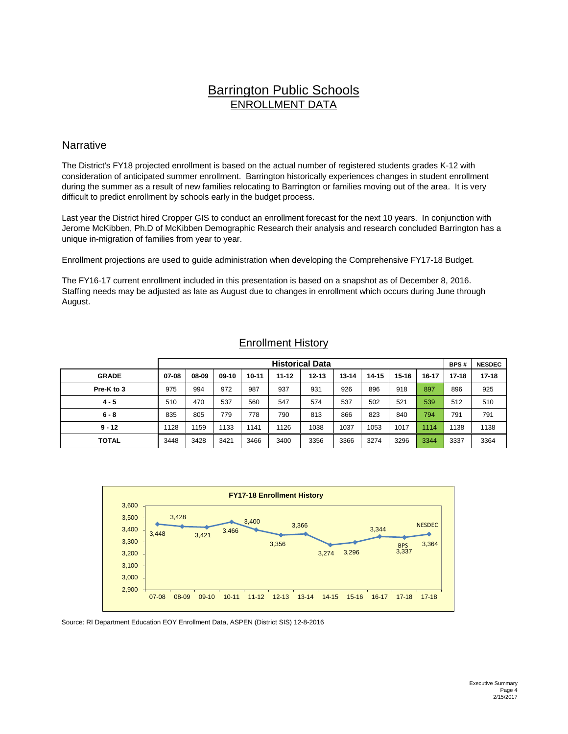# Barrington Public Schools
## ENROLLMENT DATA

### Narrative

The District's FY18 projected enrollment is based on the actual number of registered students grades K-12 with consideration of anticipated summer enrollment. Barrington historically experiences changes in student enrollment during the summer as a result of new families relocating to Barrington or families moving out of the area. It is very difficult to predict enrollment by schools early in the budget process.

Last year the District hired Cropper GIS to conduct an enrollment forecast for the next 10 years. In conjunction with Jerome McKibben, Ph.D of McKibben Demographic Research their analysis and research concluded Barrington has a unique in-migration of families from year to year.

Enrollment projections are used to guide administration when developing the Comprehensive FY17-18 Budget.

The FY16-17 current enrollment included in this presentation is based on a snapshot as of December 8, 2016. Staffing needs may be adjusted as late as August due to changes in enrollment which occurs during June through August.

### Enrollment History

| | Historical Data | | | | | | | | | | BPS # | NESDEC |
|---|---|---|---|---|---|---|---|---|---|---|---|---|
| **GRADE** | **07-08** | **08-09** | **09-10** | **10-11** | **11-12** | **12-13** | **13-14** | **14-15** | **15-16** | **16-17** | **17-18** | **17-18** |
| **Pre-K to 3** | 975 | 994 | 972 | 987 | 937 | 931 | 926 | 896 | 918 | 897 | 896 | 925 |
| **4 - 5** | 510 | 470 | 537 | 560 | 547 | 574 | 537 | 502 | 521 | 539 | 512 | 510 |
| **6 - 8** | 835 | 805 | 779 | 778 | 790 | 813 | 866 | 823 | 840 | 794 | 791 | 791 |
| **9 - 12** | 1128 | 1159 | 1133 | 1141 | 1126 | 1038 | 1037 | 1053 | 1017 | 1114 | 1138 | 1138 |
| **TOTAL** | 3448 | 3428 | 3421 | 3466 | 3400 | 3356 | 3366 | 3274 | 3296 | 3344 | 3337 | 3364 |

**FY17-18 Enrollment History**

| 07-08 | 08-09 | 09-10 | 10-11 | 11-12 | 12-13 | 13-14 | 14-15 | 15-16 | 16-17 | 17-18 (BPS) | 17-18 (NESDEC) |
|---|---|---|---|---|---|---|---|---|---|---|---|
| 3,448 | 3,428 | 3,421 | 3,466 | 3,400 | 3,356 | 3,366 | 3,274 | 3,296 | 3,344 | 3,337 | 3,364 |

Source: RI Department Education EOY Enrollment Data, ASPEN (District SIS) 12-8-2016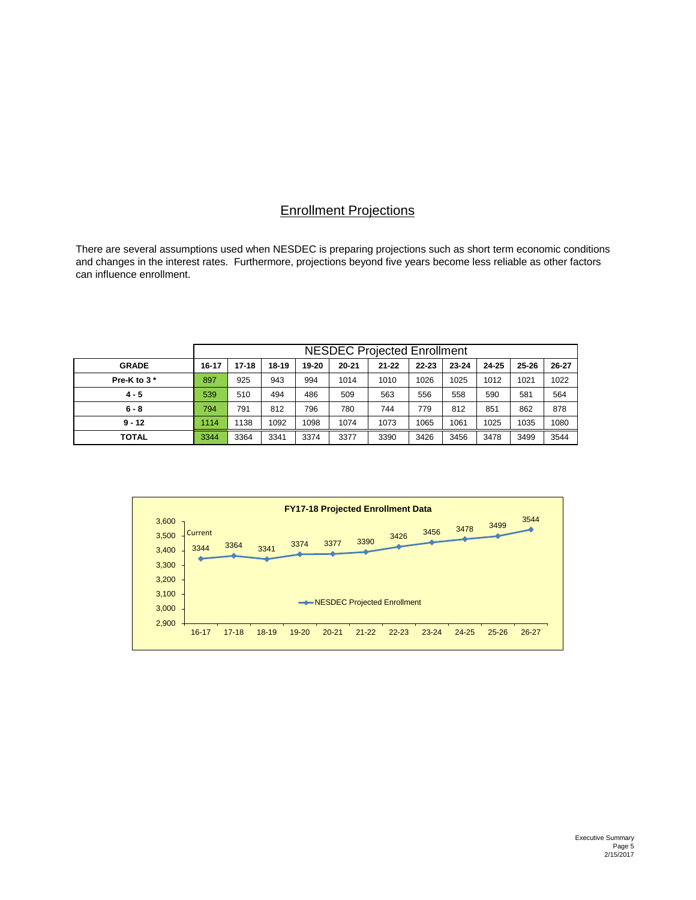## Enrollment Projections

There are several assumptions used when NESDEC is preparing projections such as short term economic conditions and changes in the interest rates. Furthermore, projections beyond five years become less reliable as other factors can influence enrollment.

| | NESDEC Projected Enrollment | | | | | | | | | | |
|---|---|---|---|---|---|---|---|---|---|---|---|
| **GRADE** | **16-17** | **17-18** | **18-19** | **19-20** | **20-21** | **21-22** | **22-23** | **23-24** | **24-25** | **25-26** | **26-27** |
| **Pre-K to 3 *** | 897 | 925 | 943 | 994 | 1014 | 1010 | 1026 | 1025 | 1012 | 1021 | 1022 |
| **4 - 5** | 539 | 510 | 494 | 486 | 509 | 563 | 556 | 558 | 590 | 581 | 564 |
| **6 - 8** | 794 | 791 | 812 | 796 | 780 | 744 | 779 | 812 | 851 | 862 | 878 |
| **9 - 12** | 1114 | 1138 | 1092 | 1098 | 1074 | 1073 | 1065 | 1061 | 1025 | 1035 | 1080 |
| **TOTAL** | 3344 | 3364 | 3341 | 3374 | 3377 | 3390 | 3426 | 3456 | 3478 | 3499 | 3544 |

**FY17-18 Projected Enrollment Data**

| | 16-17 | 17-18 | 18-19 | 19-20 | 20-21 | 21-22 | 22-23 | 23-24 | 24-25 | 25-26 | 26-27 |
|---|---|---|---|---|---|---|---|---|---|---|---|
| NESDEC Projected Enrollment | 3344 (Current) | 3364 | 3341 | 3374 | 3377 | 3390 | 3426 | 3456 | 3478 | 3499 | 3544 |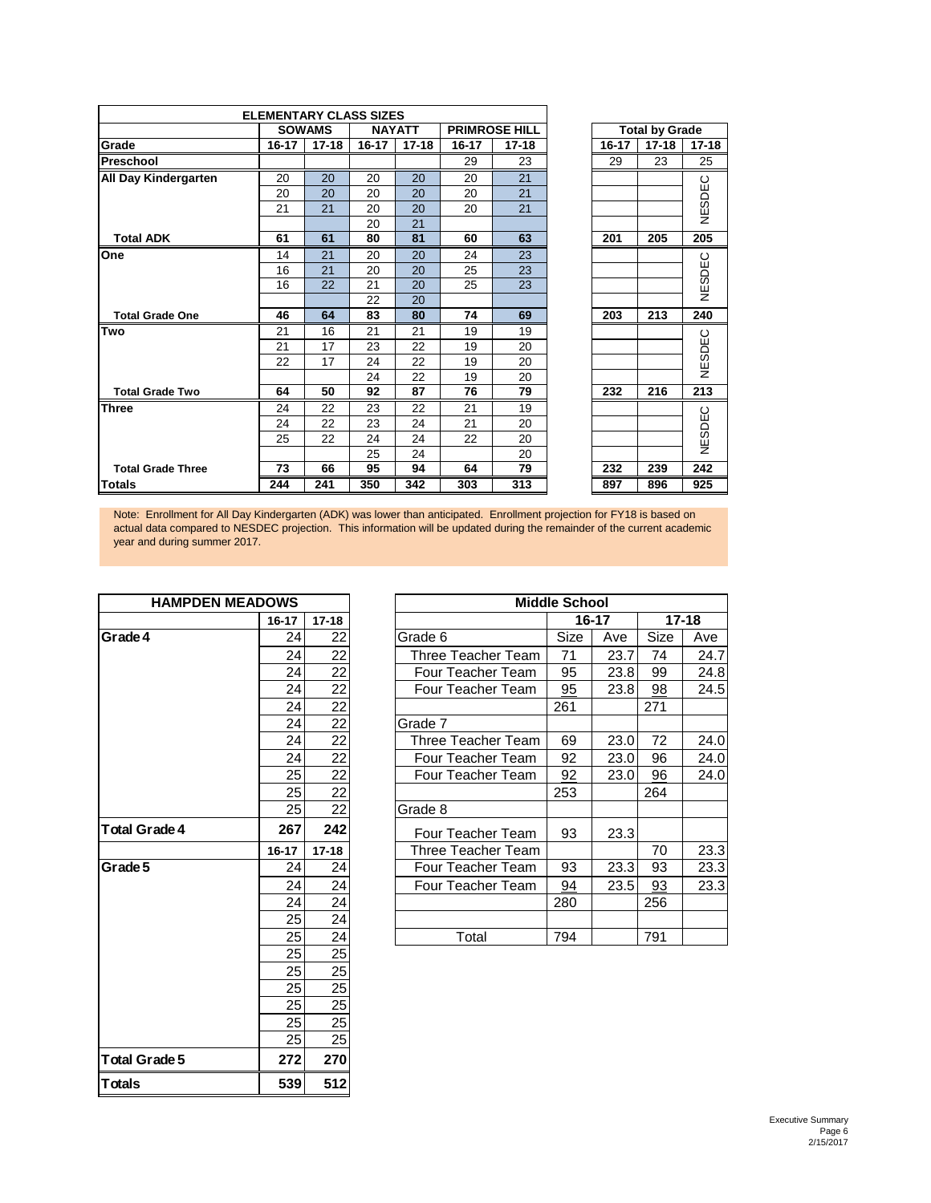| ELEMENTARY CLASS SIZES | | | | | | | | | |
|---|---|---|---|---|---|---|---|---|---|
| | SOWAMS | | NAYATT | | PRIMROSE HILL | | Total by Grade | | |
| Grade | 16-17 | 17-18 | 16-17 | 17-18 | 16-17 | 17-18 | 16-17 | 17-18 | 17-18 |
| Preschool | | | | | 29 | 23 | 29 | 23 | 25 |
| All Day Kindergarten | 20 | 20 | 20 | 20 | 20 | 21 | | | NESDEC |
| | 20 | 20 | 20 | 20 | 20 | 21 | | | |
| | 21 | 21 | 20 | 20 | 20 | 21 | | | |
| | | | 20 | 21 | | | | | |
| Total ADK | 61 | 61 | 80 | 81 | 60 | 63 | 201 | 205 | 205 |
| One | 14 | 21 | 20 | 20 | 24 | 23 | | | NESDEC |
| | 16 | 21 | 20 | 20 | 25 | 23 | | | |
| | 16 | 22 | 21 | 20 | 25 | 23 | | | |
| | | | 22 | 20 | | | | | |
| Total Grade One | 46 | 64 | 83 | 80 | 74 | 69 | 203 | 213 | 240 |
| Two | 21 | 16 | 21 | 21 | 19 | 19 | | | NESDEC |
| | 21 | 17 | 23 | 22 | 19 | 20 | | | |
| | 22 | 17 | 24 | 22 | 19 | 20 | | | |
| | | | 24 | 22 | 19 | 20 | | | |
| Total Grade Two | 64 | 50 | 92 | 87 | 76 | 79 | 232 | 216 | 213 |
| Three | 24 | 22 | 23 | 22 | 21 | 19 | | | NESDEC |
| | 24 | 22 | 23 | 24 | 21 | 20 | | | |
| | 25 | 22 | 24 | 24 | 22 | 20 | | | |
| | | | 25 | 24 | | 20 | | | |
| Total Grade Three | 73 | 66 | 95 | 94 | 64 | 79 | 232 | 239 | 242 |
| Totals | 244 | 241 | 350 | 342 | 303 | 313 | 897 | 896 | 925 |

Note: Enrollment for All Day Kindergarten (ADK) was lower than anticipated. Enrollment projection for FY18 is based on actual data compared to NESDEC projection. This information will be updated during the remainder of the current academic year and during summer 2017.

| HAMPDEN MEADOWS | | |
|---|---|---|
| | 16-17 | 17-18 |
| Grade 4 | 24 | 22 |
| | 24 | 22 |
| | 24 | 22 |
| | 24 | 22 |
| | 24 | 22 |
| | 24 | 22 |
| | 24 | 22 |
| | 24 | 22 |
| | 25 | 22 |
| | 25 | 22 |
| | 25 | 22 |
| Total Grade 4 | 267 | 242 |
| | 16-17 | 17-18 |
| Grade 5 | 24 | 24 |
| | 24 | 24 |
| | 24 | 24 |
| | 25 | 24 |
| | 25 | 24 |
| | 25 | 25 |
| | 25 | 25 |
| | 25 | 25 |
| | 25 | 25 |
| | 25 | 25 |
| | 25 | 25 |
| Total Grade 5 | 272 | 270 |
| Totals | 539 | 512 |

| Middle School | | | | |
|---|---|---|---|---|
| | 16-17 | | 17-18 | |
| Grade 6 | Size | Ave | Size | Ave |
| Three Teacher Team | 71 | 23.7 | 74 | 24.7 |
| Four Teacher Team | 95 | 23.8 | 99 | 24.8 |
| Four Teacher Team | 95 | 23.8 | 98 | 24.5 |
| | 261 | | 271 | |
| Grade 7 | | | | |
| Three Teacher Team | 69 | 23.0 | 72 | 24.0 |
| Four Teacher Team | 92 | 23.0 | 96 | 24.0 |
| Four Teacher Team | 92 | 23.0 | 96 | 24.0 |
| | 253 | | 264 | |
| Grade 8 | | | | |
| Four Teacher Team | 93 | 23.3 | | |
| Three Teacher Team | | | 70 | 23.3 |
| Four Teacher Team | 93 | 23.3 | 93 | 23.3 |
| Four Teacher Team | 94 | 23.5 | 93 | 23.3 |
| | 280 | | 256 | |
| | | | | |
| Total | 794 | | 791 | |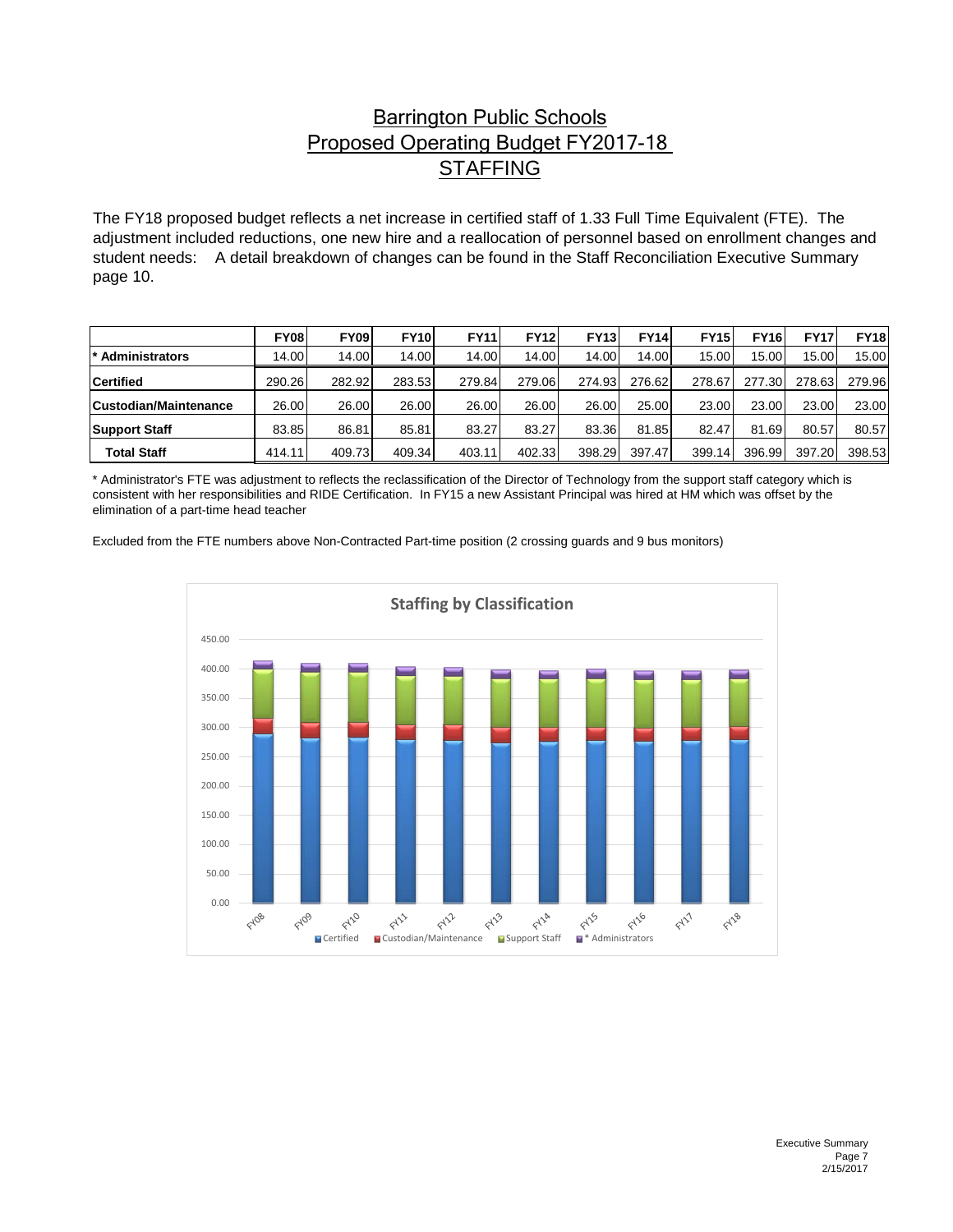# Barrington Public Schools
## Proposed Operating Budget FY2017-18
## STAFFING

The FY18 proposed budget reflects a net increase in certified staff of 1.33 Full Time Equivalent (FTE). The adjustment included reductions, one new hire and a reallocation of personnel based on enrollment changes and student needs: A detail breakdown of changes can be found in the Staff Reconciliation Executive Summary page 10.

| | FY08 | FY09 | FY10 | FY11 | FY12 | FY13 | FY14 | FY15 | FY16 | FY17 | FY18 |
|---|---|---|---|---|---|---|---|---|---|---|---|
| **\* Administrators** | 14.00 | 14.00 | 14.00 | 14.00 | 14.00 | 14.00 | 14.00 | 15.00 | 15.00 | 15.00 | 15.00 |
| **Certified** | 290.26 | 282.92 | 283.53 | 279.84 | 279.06 | 274.93 | 276.62 | 278.67 | 277.30 | 278.63 | 279.96 |
| **Custodian/Maintenance** | 26.00 | 26.00 | 26.00 | 26.00 | 26.00 | 26.00 | 25.00 | 23.00 | 23.00 | 23.00 | 23.00 |
| **Support Staff** | 83.85 | 86.81 | 85.81 | 83.27 | 83.27 | 83.36 | 81.85 | 82.47 | 81.69 | 80.57 | 80.57 |
| **Total Staff** | 414.11 | 409.73 | 409.34 | 403.11 | 402.33 | 398.29 | 397.47 | 399.14 | 396.99 | 397.20 | 398.53 |

\* Administrator's FTE was adjustment to reflects the reclassification of the Director of Technology from the support staff category which is consistent with her responsibilities and RIDE Certification. In FY15 a new Assistant Principal was hired at HM which was offset by the elimination of a part-time head teacher

Excluded from the FTE numbers above Non-Contracted Part-time position (2 crossing guards and 9 bus monitors)

**Staffing by Classification**

| | FY08 | FY09 | FY10 | FY11 | FY12 | FY13 | FY14 | FY15 | FY16 | FY17 | FY18 |
|---|---|---|---|---|---|---|---|---|---|---|---|

Certified | Custodian/Maintenance | Support Staff | \* Administrators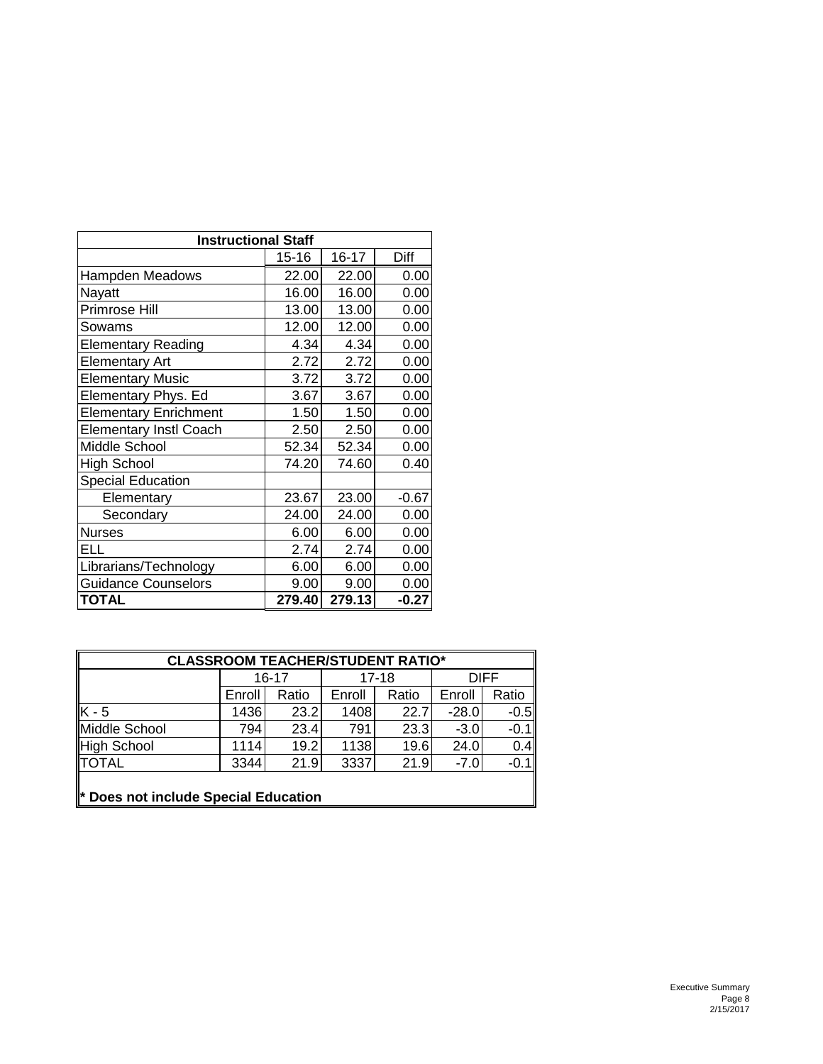| Instructional Staff | | | |
|---|---|---|---|
| | 15-16 | 16-17 | Diff |
| Hampden Meadows | 22.00 | 22.00 | 0.00 |
| Nayatt | 16.00 | 16.00 | 0.00 |
| Primrose Hill | 13.00 | 13.00 | 0.00 |
| Sowams | 12.00 | 12.00 | 0.00 |
| Elementary Reading | 4.34 | 4.34 | 0.00 |
| Elementary Art | 2.72 | 2.72 | 0.00 |
| Elementary Music | 3.72 | 3.72 | 0.00 |
| Elementary Phys. Ed | 3.67 | 3.67 | 0.00 |
| Elementary Enrichment | 1.50 | 1.50 | 0.00 |
| Elementary Instl Coach | 2.50 | 2.50 | 0.00 |
| Middle School | 52.34 | 52.34 | 0.00 |
| High School | 74.20 | 74.60 | 0.40 |
| Special Education | | | |
| Elementary | 23.67 | 23.00 | -0.67 |
| Secondary | 24.00 | 24.00 | 0.00 |
| Nurses | 6.00 | 6.00 | 0.00 |
| ELL | 2.74 | 2.74 | 0.00 |
| Librarians/Technology | 6.00 | 6.00 | 0.00 |
| Guidance Counselors | 9.00 | 9.00 | 0.00 |
| **TOTAL** | **279.40** | **279.13** | **-0.27** |

| CLASSROOM TEACHER/STUDENT RATIO* | | | | | | |
|---|---|---|---|---|---|---|
| | 16-17 | | 17-18 | | DIFF | |
| | Enroll | Ratio | Enroll | Ratio | Enroll | Ratio |
| K - 5 | 1436 | 23.2 | 1408 | 22.7 | -28.0 | -0.5 |
| Middle School | 794 | 23.4 | 791 | 23.3 | -3.0 | -0.1 |
| High School | 1114 | 19.2 | 1138 | 19.6 | 24.0 | 0.4 |
| TOTAL | 3344 | 21.9 | 3337 | 21.9 | -7.0 | -0.1 |

**\* Does not include Special Education**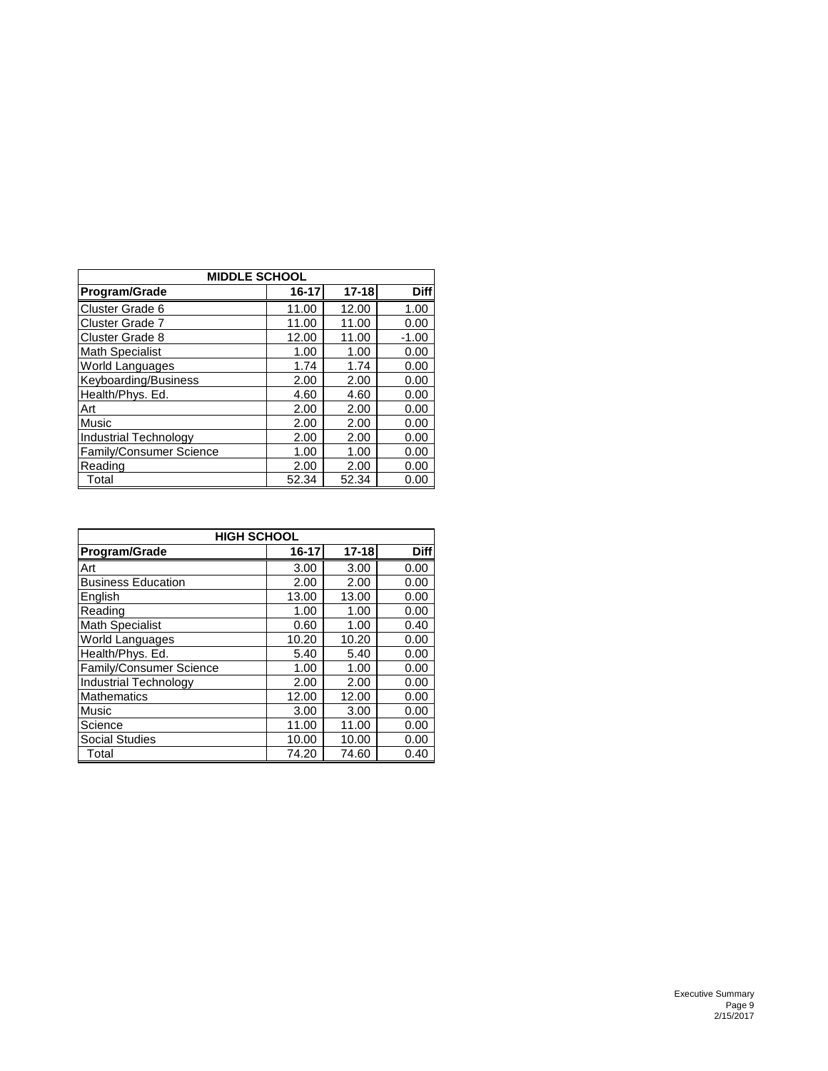| MIDDLE SCHOOL | | | |
|---|---|---|---|
| **Program/Grade** | **16-17** | **17-18** | **Diff** |
| Cluster Grade 6 | 11.00 | 12.00 | 1.00 |
| Cluster Grade 7 | 11.00 | 11.00 | 0.00 |
| Cluster Grade 8 | 12.00 | 11.00 | -1.00 |
| Math Specialist | 1.00 | 1.00 | 0.00 |
| World Languages | 1.74 | 1.74 | 0.00 |
| Keyboarding/Business | 2.00 | 2.00 | 0.00 |
| Health/Phys. Ed. | 4.60 | 4.60 | 0.00 |
| Art | 2.00 | 2.00 | 0.00 |
| Music | 2.00 | 2.00 | 0.00 |
| Industrial Technology | 2.00 | 2.00 | 0.00 |
| Family/Consumer Science | 1.00 | 1.00 | 0.00 |
| Reading | 2.00 | 2.00 | 0.00 |
| Total | 52.34 | 52.34 | 0.00 |

| HIGH SCHOOL | | | |
|---|---|---|---|
| **Program/Grade** | **16-17** | **17-18** | **Diff** |
| Art | 3.00 | 3.00 | 0.00 |
| Business Education | 2.00 | 2.00 | 0.00 |
| English | 13.00 | 13.00 | 0.00 |
| Reading | 1.00 | 1.00 | 0.00 |
| Math Specialist | 0.60 | 1.00 | 0.40 |
| World Languages | 10.20 | 10.20 | 0.00 |
| Health/Phys. Ed. | 5.40 | 5.40 | 0.00 |
| Family/Consumer Science | 1.00 | 1.00 | 0.00 |
| Industrial Technology | 2.00 | 2.00 | 0.00 |
| Mathematics | 12.00 | 12.00 | 0.00 |
| Music | 3.00 | 3.00 | 0.00 |
| Science | 11.00 | 11.00 | 0.00 |
| Social Studies | 10.00 | 10.00 | 0.00 |
| Total | 74.20 | 74.60 | 0.40 |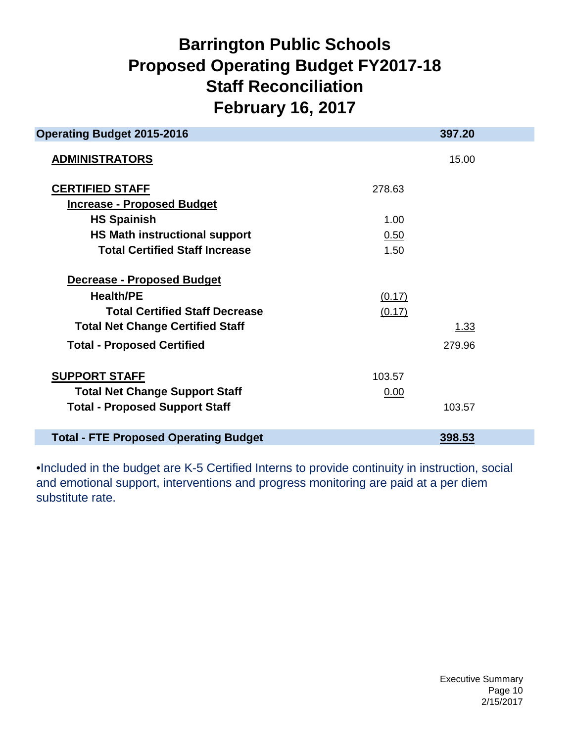# Barrington Public Schools
# Proposed Operating Budget FY2017-18
# Staff Reconciliation
# February 16, 2017

| | | |
|---|---|---|
| **Operating Budget 2015-2016** | | **397.20** |
| **ADMINISTRATORS** | | 15.00 |
| **CERTIFIED STAFF** | 278.63 | |
| **Increase - Proposed Budget** | | |
| **HS Spainish** | 1.00 | |
| **HS Math instructional support** | 0.50 | |
| **Total Certified Staff Increase** | 1.50 | |
| **Decrease - Proposed Budget** | | |
| **Health/PE** | (0.17) | |
| **Total Certified Staff Decrease** | (0.17) | |
| **Total Net Change Certified Staff** | | 1.33 |
| **Total - Proposed Certified** | | 279.96 |
| **SUPPORT STAFF** | 103.57 | |
| **Total Net Change Support Staff** | 0.00 | |
| **Total - Proposed Support Staff** | | 103.57 |
| **Total - FTE Proposed Operating Budget** | | **398.53** |

•Included in the budget are K-5 Certified Interns to provide continuity in instruction, social and emotional support, interventions and progress monitoring are paid at a per diem substitute rate.

Executive Summary
Page 10
2/15/2017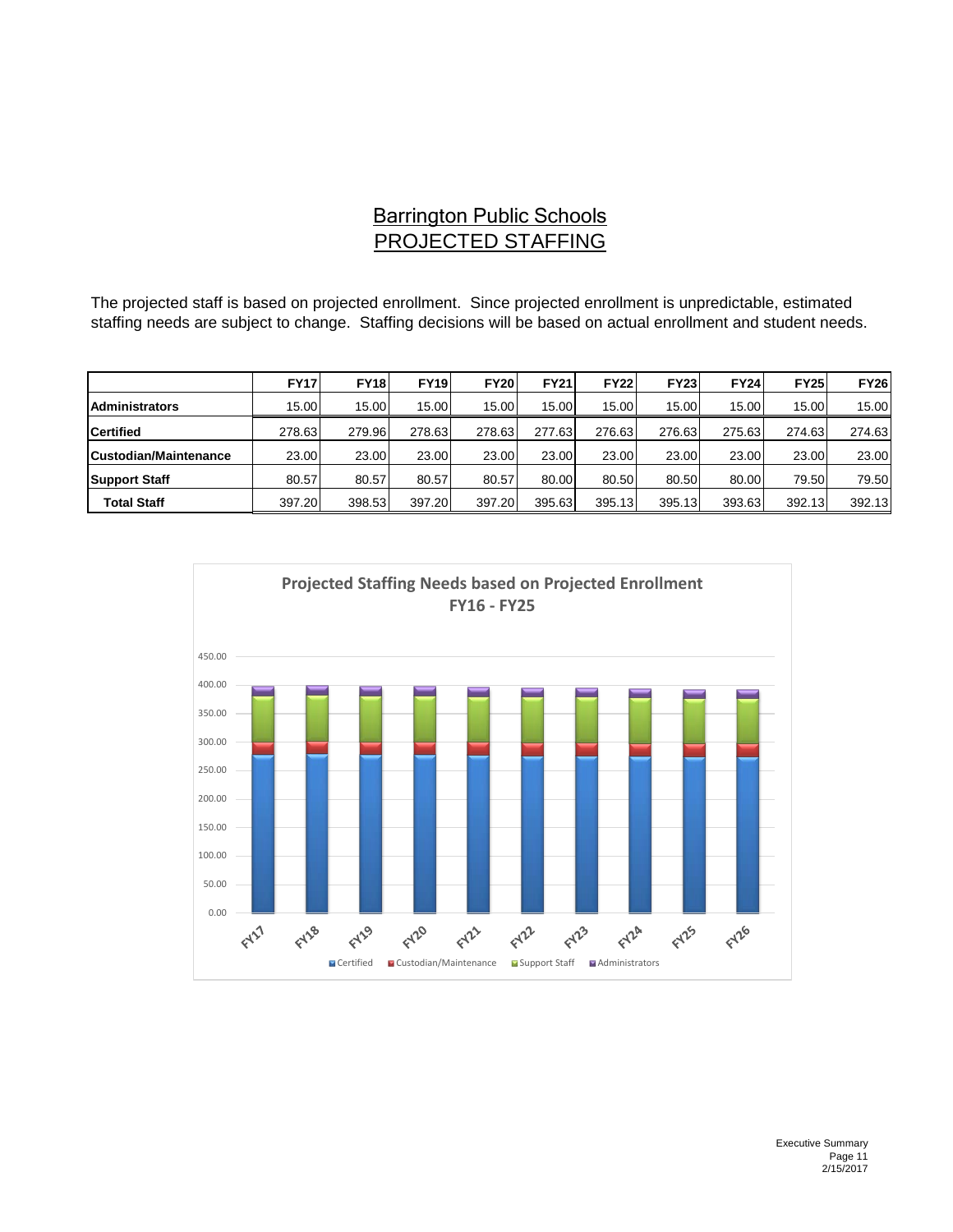# Barrington Public Schools
## PROJECTED STAFFING

The projected staff is based on projected enrollment. Since projected enrollment is unpredictable, estimated staffing needs are subject to change. Staffing decisions will be based on actual enrollment and student needs.

| | FY17 | FY18 | FY19 | FY20 | FY21 | FY22 | FY23 | FY24 | FY25 | FY26 |
|---|---|---|---|---|---|---|---|---|---|---|
| **Administrators** | 15.00 | 15.00 | 15.00 | 15.00 | 15.00 | 15.00 | 15.00 | 15.00 | 15.00 | 15.00 |
| **Certified** | 278.63 | 279.96 | 278.63 | 278.63 | 277.63 | 276.63 | 276.63 | 275.63 | 274.63 | 274.63 |
| **Custodian/Maintenance** | 23.00 | 23.00 | 23.00 | 23.00 | 23.00 | 23.00 | 23.00 | 23.00 | 23.00 | 23.00 |
| **Support Staff** | 80.57 | 80.57 | 80.57 | 80.57 | 80.00 | 80.50 | 80.50 | 80.00 | 79.50 | 79.50 |
| **Total Staff** | 397.20 | 398.53 | 397.20 | 397.20 | 395.63 | 395.13 | 395.13 | 393.63 | 392.13 | 392.13 |

**Projected Staffing Needs based on Projected Enrollment**
**FY16 - FY25**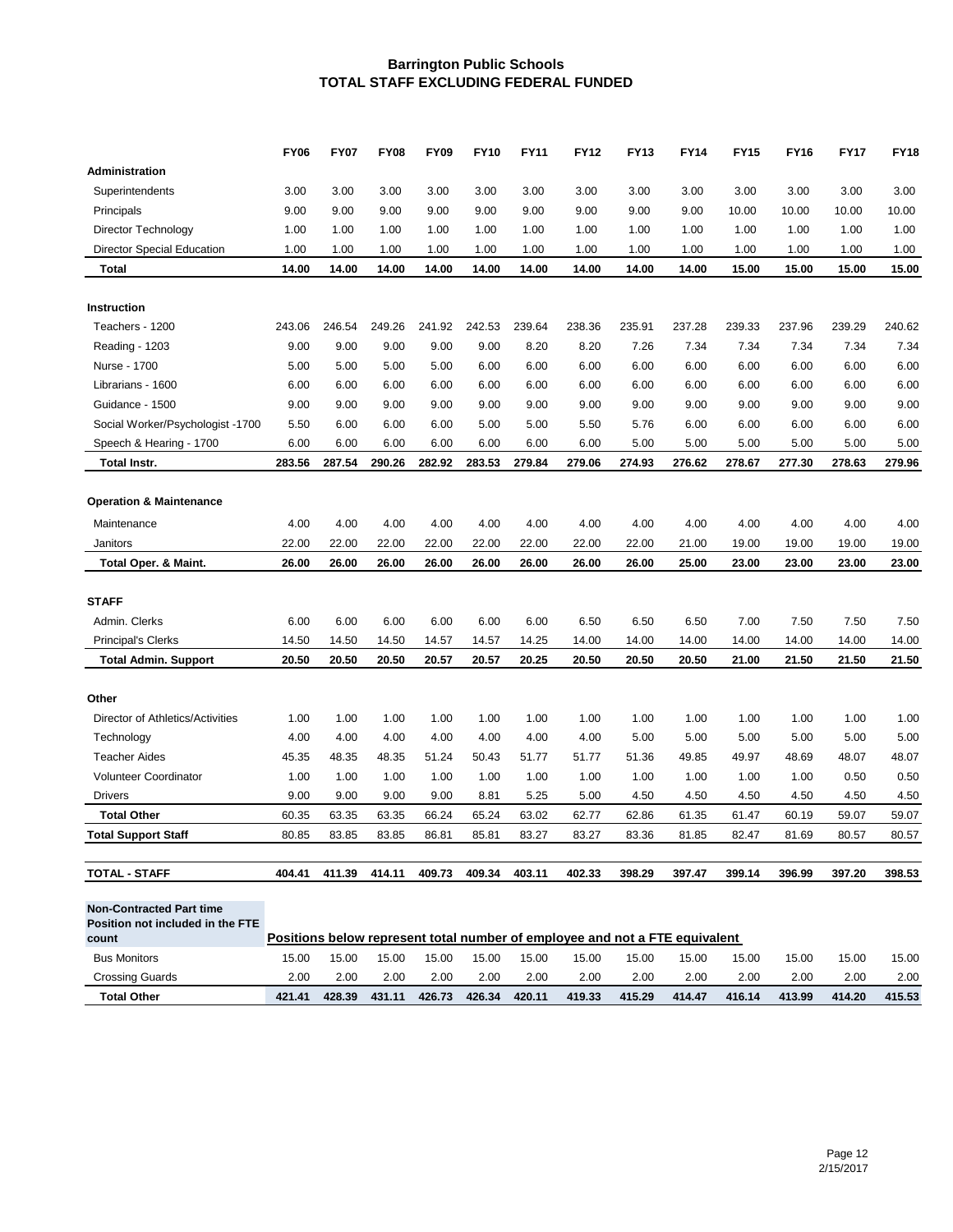# Barrington Public Schools
## TOTAL STAFF EXCLUDING FEDERAL FUNDED

| | FY06 | FY07 | FY08 | FY09 | FY10 | FY11 | FY12 | FY13 | FY14 | FY15 | FY16 | FY17 | FY18 |
|---|---|---|---|---|---|---|---|---|---|---|---|---|---|
| **Administration** | | | | | | | | | | | | | |
| Superintendents | 3.00 | 3.00 | 3.00 | 3.00 | 3.00 | 3.00 | 3.00 | 3.00 | 3.00 | 3.00 | 3.00 | 3.00 | 3.00 |
| Principals | 9.00 | 9.00 | 9.00 | 9.00 | 9.00 | 9.00 | 9.00 | 9.00 | 9.00 | 10.00 | 10.00 | 10.00 | 10.00 |
| Director Technology | 1.00 | 1.00 | 1.00 | 1.00 | 1.00 | 1.00 | 1.00 | 1.00 | 1.00 | 1.00 | 1.00 | 1.00 | 1.00 |
| Director Special Education | 1.00 | 1.00 | 1.00 | 1.00 | 1.00 | 1.00 | 1.00 | 1.00 | 1.00 | 1.00 | 1.00 | 1.00 | 1.00 |
| **Total** | **14.00** | **14.00** | **14.00** | **14.00** | **14.00** | **14.00** | **14.00** | **14.00** | **14.00** | **15.00** | **15.00** | **15.00** | **15.00** |
| **Instruction** | | | | | | | | | | | | | |
| Teachers - 1200 | 243.06 | 246.54 | 249.26 | 241.92 | 242.53 | 239.64 | 238.36 | 235.91 | 237.28 | 239.33 | 237.96 | 239.29 | 240.62 |
| Reading - 1203 | 9.00 | 9.00 | 9.00 | 9.00 | 9.00 | 8.20 | 8.20 | 7.26 | 7.34 | 7.34 | 7.34 | 7.34 | 7.34 |
| Nurse - 1700 | 5.00 | 5.00 | 5.00 | 5.00 | 6.00 | 6.00 | 6.00 | 6.00 | 6.00 | 6.00 | 6.00 | 6.00 | 6.00 |
| Librarians - 1600 | 6.00 | 6.00 | 6.00 | 6.00 | 6.00 | 6.00 | 6.00 | 6.00 | 6.00 | 6.00 | 6.00 | 6.00 | 6.00 |
| Guidance - 1500 | 9.00 | 9.00 | 9.00 | 9.00 | 9.00 | 9.00 | 9.00 | 9.00 | 9.00 | 9.00 | 9.00 | 9.00 | 9.00 |
| Social Worker/Psychologist -1700 | 5.50 | 6.00 | 6.00 | 6.00 | 5.00 | 5.00 | 5.50 | 5.76 | 6.00 | 6.00 | 6.00 | 6.00 | 6.00 |
| Speech & Hearing - 1700 | 6.00 | 6.00 | 6.00 | 6.00 | 6.00 | 6.00 | 6.00 | 5.00 | 5.00 | 5.00 | 5.00 | 5.00 | 5.00 |
| **Total Instr.** | **283.56** | **287.54** | **290.26** | **282.92** | **283.53** | **279.84** | **279.06** | **274.93** | **276.62** | **278.67** | **277.30** | **278.63** | **279.96** |
| **Operation & Maintenance** | | | | | | | | | | | | | |
| Maintenance | 4.00 | 4.00 | 4.00 | 4.00 | 4.00 | 4.00 | 4.00 | 4.00 | 4.00 | 4.00 | 4.00 | 4.00 | 4.00 |
| Janitors | 22.00 | 22.00 | 22.00 | 22.00 | 22.00 | 22.00 | 22.00 | 22.00 | 21.00 | 19.00 | 19.00 | 19.00 | 19.00 |
| **Total Oper. & Maint.** | **26.00** | **26.00** | **26.00** | **26.00** | **26.00** | **26.00** | **26.00** | **26.00** | **25.00** | **23.00** | **23.00** | **23.00** | **23.00** |
| **STAFF** | | | | | | | | | | | | | |
| Admin. Clerks | 6.00 | 6.00 | 6.00 | 6.00 | 6.00 | 6.00 | 6.50 | 6.50 | 6.50 | 7.00 | 7.50 | 7.50 | 7.50 |
| Principal's Clerks | 14.50 | 14.50 | 14.50 | 14.57 | 14.57 | 14.25 | 14.00 | 14.00 | 14.00 | 14.00 | 14.00 | 14.00 | 14.00 |
| **Total Admin. Support** | **20.50** | **20.50** | **20.50** | **20.57** | **20.57** | **20.25** | **20.50** | **20.50** | **20.50** | **21.00** | **21.50** | **21.50** | **21.50** |
| **Other** | | | | | | | | | | | | | |
| Director of Athletics/Activities | 1.00 | 1.00 | 1.00 | 1.00 | 1.00 | 1.00 | 1.00 | 1.00 | 1.00 | 1.00 | 1.00 | 1.00 | 1.00 |
| Technology | 4.00 | 4.00 | 4.00 | 4.00 | 4.00 | 4.00 | 4.00 | 5.00 | 5.00 | 5.00 | 5.00 | 5.00 | 5.00 |
| Teacher Aides | 45.35 | 48.35 | 48.35 | 51.24 | 50.43 | 51.77 | 51.77 | 51.36 | 49.85 | 49.97 | 48.69 | 48.07 | 48.07 |
| Volunteer Coordinator | 1.00 | 1.00 | 1.00 | 1.00 | 1.00 | 1.00 | 1.00 | 1.00 | 1.00 | 1.00 | 1.00 | 0.50 | 0.50 |
| Drivers | 9.00 | 9.00 | 9.00 | 9.00 | 8.81 | 5.25 | 5.00 | 4.50 | 4.50 | 4.50 | 4.50 | 4.50 | 4.50 |
| **Total Other** | 60.35 | 63.35 | 63.35 | 66.24 | 65.24 | 63.02 | 62.77 | 62.86 | 61.35 | 61.47 | 60.19 | 59.07 | 59.07 |
| **Total Support Staff** | 80.85 | 83.85 | 83.85 | 86.81 | 85.81 | 83.27 | 83.27 | 83.36 | 81.85 | 82.47 | 81.69 | 80.57 | 80.57 |
| **TOTAL - STAFF** | **404.41** | **411.39** | **414.11** | **409.73** | **409.34** | **403.11** | **402.33** | **398.29** | **397.47** | **399.14** | **396.99** | **397.20** | **398.53** |
| **Non-Contracted Part time Position not included in the FTE count** | **Positions below represent total number of employee and not a FTE equivalent** | | | | | | | | | | | | |
| Bus Monitors | 15.00 | 15.00 | 15.00 | 15.00 | 15.00 | 15.00 | 15.00 | 15.00 | 15.00 | 15.00 | 15.00 | 15.00 | 15.00 |
| Crossing Guards | 2.00 | 2.00 | 2.00 | 2.00 | 2.00 | 2.00 | 2.00 | 2.00 | 2.00 | 2.00 | 2.00 | 2.00 | 2.00 |
| **Total Other** | **421.41** | **428.39** | **431.11** | **426.73** | **426.34** | **420.11** | **419.33** | **415.29** | **414.47** | **416.14** | **413.99** | **414.20** | **415.53** |

2/15/2017